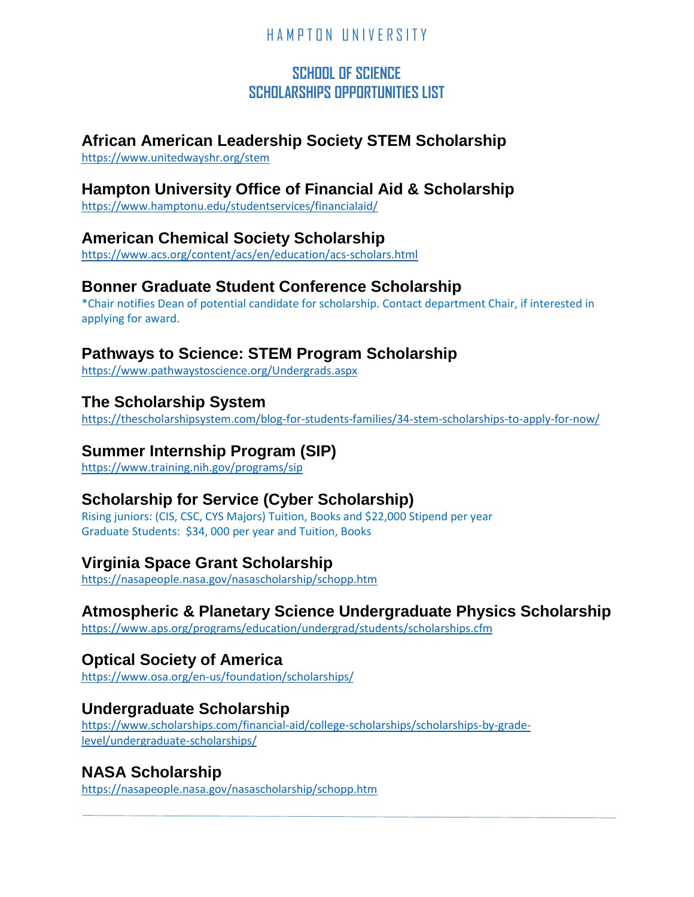HAMPTON UNIVERSITY

# SCHOOL OF SCIENCE
# SCHOLARSHIPS OPPORTUNITIES LIST

## African American Leadership Society STEM Scholarship
https://www.unitedwayshr.org/stem

## Hampton University Office of Financial Aid & Scholarship
https://www.hamptonu.edu/studentservices/financialaid/

## American Chemical Society Scholarship
https://www.acs.org/content/acs/en/education/acs-scholars.html

## Bonner Graduate Student Conference Scholarship
*Chair notifies Dean of potential candidate for scholarship. Contact department Chair, if interested in applying for award.

## Pathways to Science: STEM Program Scholarship
https://www.pathwaystoscience.org/Undergrads.aspx

## The Scholarship System
https://thescholarshipsystem.com/blog-for-students-families/34-stem-scholarships-to-apply-for-now/

## Summer Internship Program (SIP)
https://www.training.nih.gov/programs/sip

## Scholarship for Service (Cyber Scholarship)
Rising juniors: (CIS, CSC, CYS Majors) Tuition, Books and $22,000 Stipend per year
Graduate Students: $34, 000 per year and Tuition, Books

## Virginia Space Grant Scholarship
https://nasapeople.nasa.gov/nasascholarship/schopp.htm

## Atmospheric & Planetary Science Undergraduate Physics Scholarship
https://www.aps.org/programs/education/undergrad/students/scholarships.cfm

## Optical Society of America
https://www.osa.org/en-us/foundation/scholarships/

## Undergraduate Scholarship
https://www.scholarships.com/financial-aid/college-scholarships/scholarships-by-grade-level/undergraduate-scholarships/

## NASA Scholarship
https://nasapeople.nasa.gov/nasascholarship/schopp.htm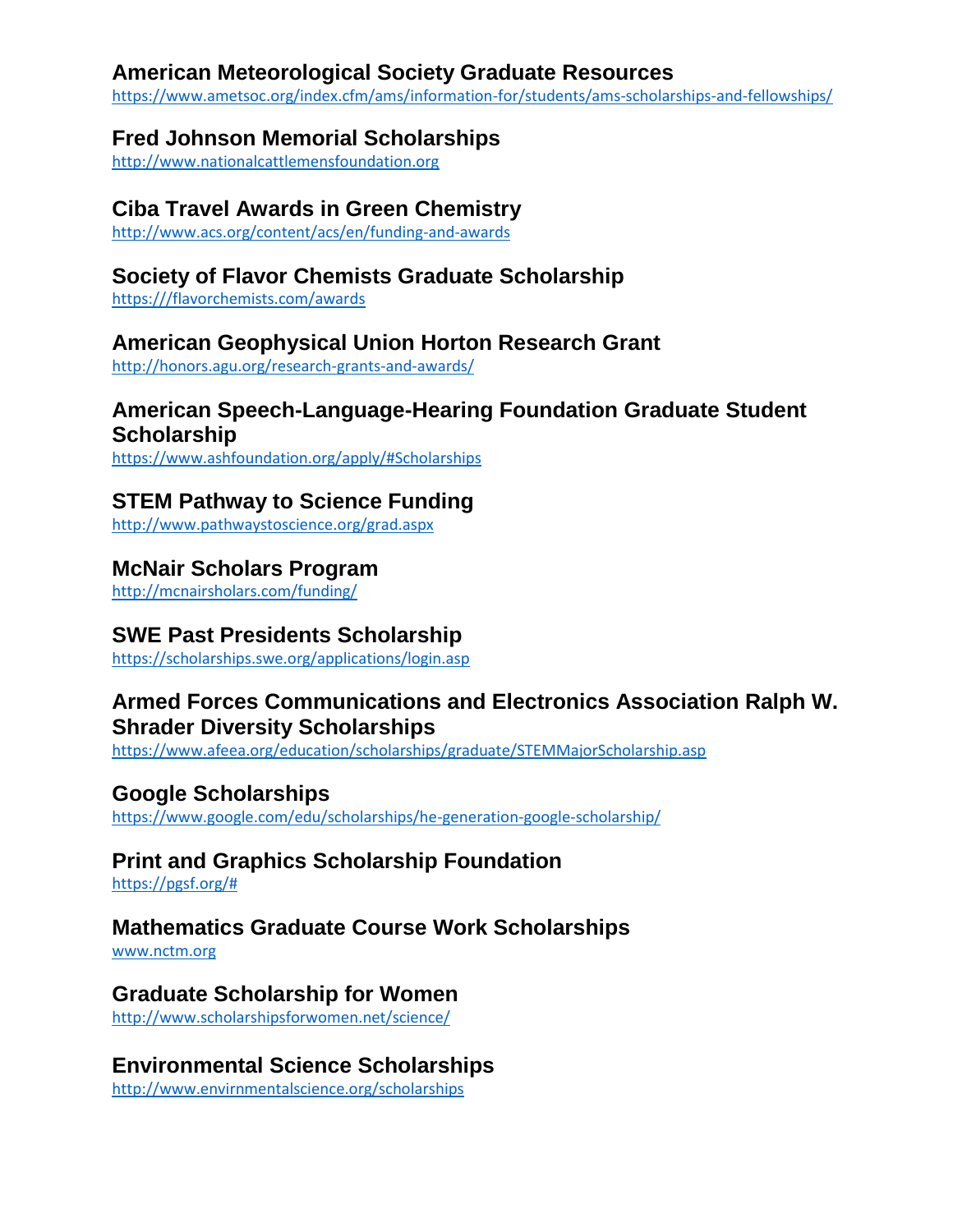## American Meteorological Society Graduate Resources

https://www.ametsoc.org/index.cfm/ams/information-for/students/ams-scholarships-and-fellowships/

## Fred Johnson Memorial Scholarships

http://www.nationalcattlemensfoundation.org

## Ciba Travel Awards in Green Chemistry

http://www.acs.org/content/acs/en/funding-and-awards

## Society of Flavor Chemists Graduate Scholarship

https:///flavorchemists.com/awards

## American Geophysical Union Horton Research Grant

http://honors.agu.org/research-grants-and-awards/

## American Speech-Language-Hearing Foundation Graduate Student Scholarship

https://www.ashfoundation.org/apply/#Scholarships

## STEM Pathway to Science Funding

http://www.pathwaystoscience.org/grad.aspx

## McNair Scholars Program

http://mcnairsholars.com/funding/

## SWE Past Presidents Scholarship

https://scholarships.swe.org/applications/login.asp

## Armed Forces Communications and Electronics Association Ralph W. Shrader Diversity Scholarships

https://www.afcea.org/education/scholarships/graduate/STEMMajorScholarship.asp

## Google Scholarships

https://www.google.com/edu/scholarships/he-generation-google-scholarship/

## Print and Graphics Scholarship Foundation

https://pgsf.org/#

## Mathematics Graduate Course Work Scholarships

www.nctm.org

## Graduate Scholarship for Women

http://www.scholarshipsforwomen.net/science/

## Environmental Science Scholarships

http://www.envirnmentalscience.org/scholarships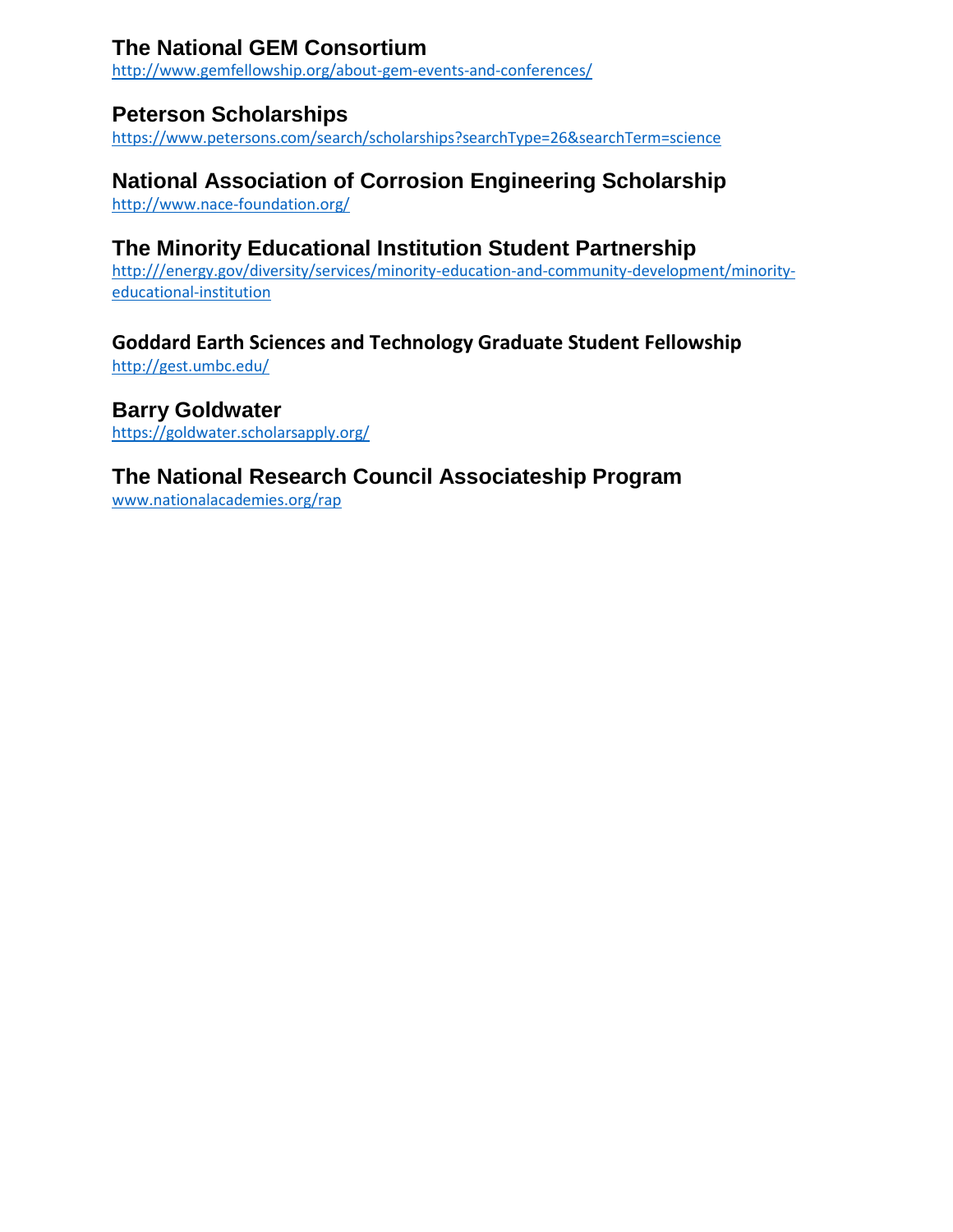## The National GEM Consortium

http://www.gemfellowship.org/about-gem-events-and-conferences/

## Peterson Scholarships

https://www.petersons.com/search/scholarships?searchType=26&searchTerm=science

## National Association of Corrosion Engineering Scholarship

http://www.nace-foundation.org/

## The Minority Educational Institution Student Partnership

http:///energy.gov/diversity/services/minority-education-and-community-development/minority-educational-institution

## Goddard Earth Sciences and Technology Graduate Student Fellowship

http://gest.umbc.edu/

## Barry Goldwater

https://goldwater.scholarsapply.org/

## The National Research Council Associateship Program

www.nationalacademies.org/rap